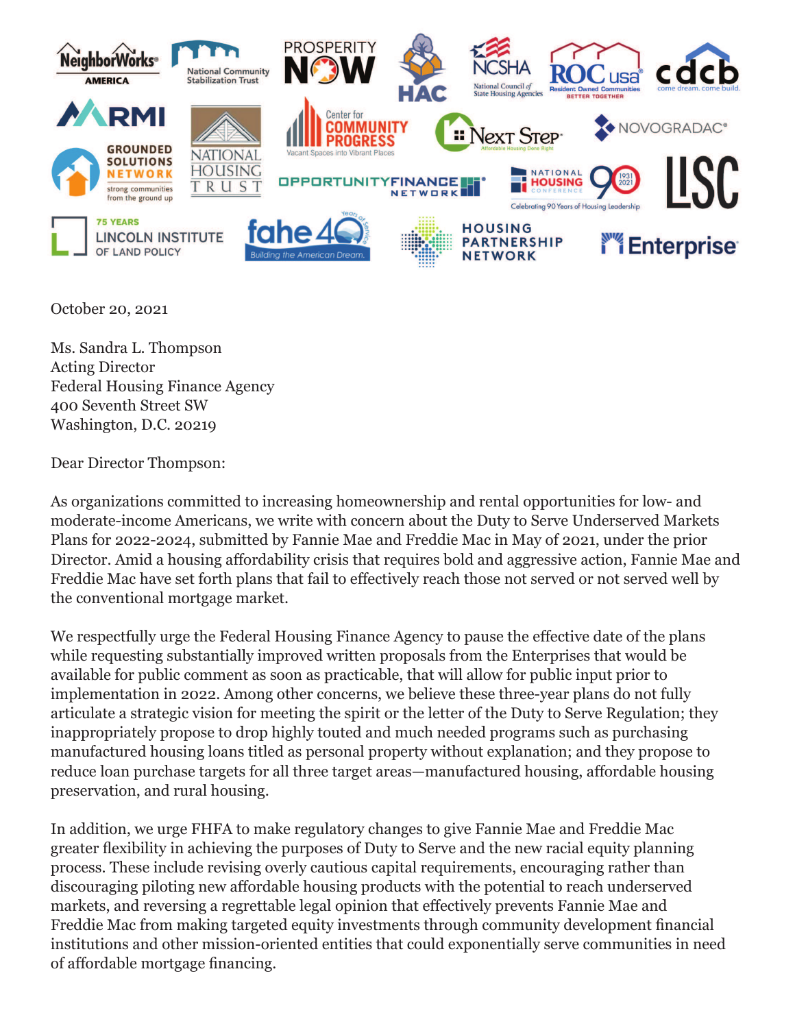October 20, 2021

Ms. Sandra L. Thompson
Acting Director
Federal Housing Finance Agency
400 Seventh Street SW
Washington, D.C. 20219

Dear Director Thompson:

As organizations committed to increasing homeownership and rental opportunities for low- and moderate-income Americans, we write with concern about the Duty to Serve Underserved Markets Plans for 2022-2024, submitted by Fannie Mae and Freddie Mac in May of 2021, under the prior Director. Amid a housing affordability crisis that requires bold and aggressive action, Fannie Mae and Freddie Mac have set forth plans that fail to effectively reach those not served or not served well by the conventional mortgage market.

We respectfully urge the Federal Housing Finance Agency to pause the effective date of the plans while requesting substantially improved written proposals from the Enterprises that would be available for public comment as soon as practicable, that will allow for public input prior to implementation in 2022. Among other concerns, we believe these three-year plans do not fully articulate a strategic vision for meeting the spirit or the letter of the Duty to Serve Regulation; they inappropriately propose to drop highly touted and much needed programs such as purchasing manufactured housing loans titled as personal property without explanation; and they propose to reduce loan purchase targets for all three target areas—manufactured housing, affordable housing preservation, and rural housing.

In addition, we urge FHFA to make regulatory changes to give Fannie Mae and Freddie Mac greater flexibility in achieving the purposes of Duty to Serve and the new racial equity planning process. These include revising overly cautious capital requirements, encouraging rather than discouraging piloting new affordable housing products with the potential to reach underserved markets, and reversing a regrettable legal opinion that effectively prevents Fannie Mae and Freddie Mac from making targeted equity investments through community development financial institutions and other mission-oriented entities that could exponentially serve communities in need of affordable mortgage financing.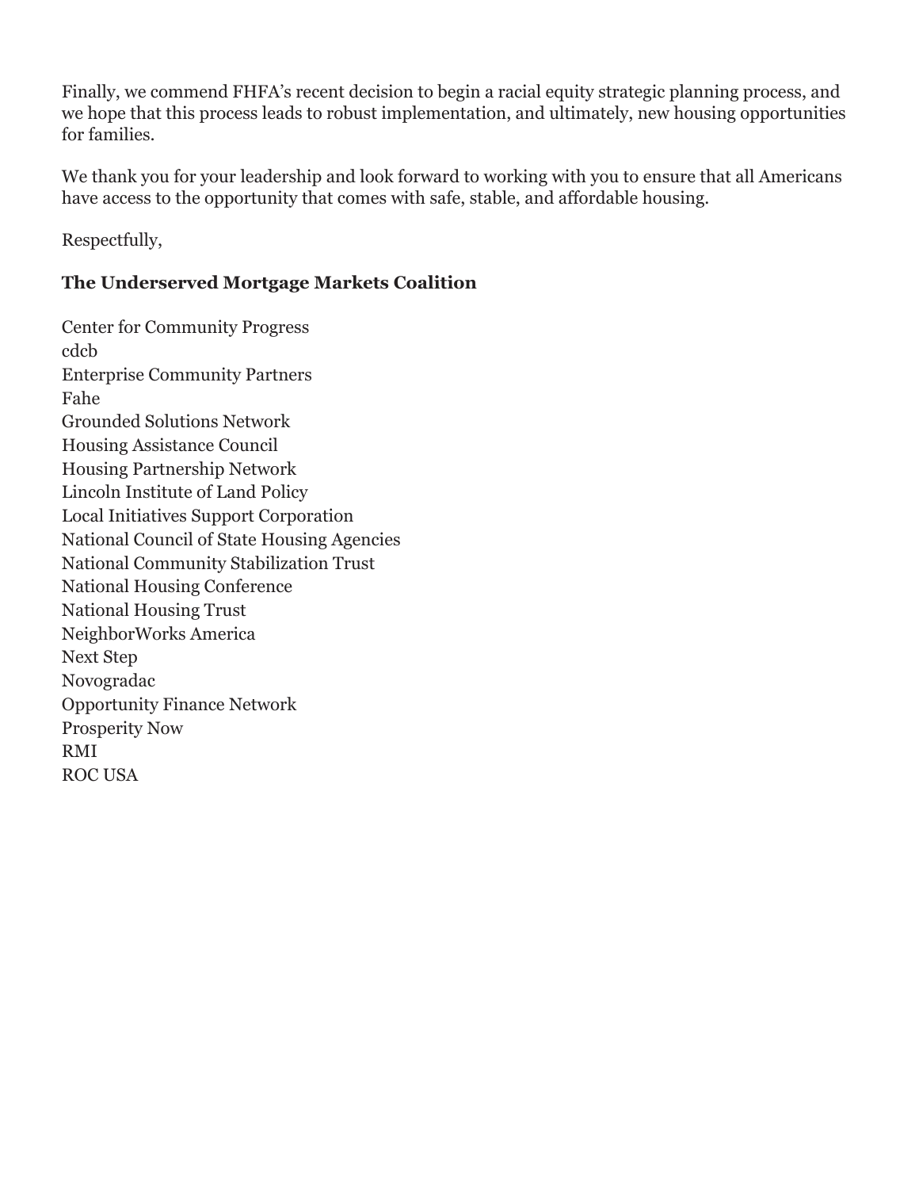Finally, we commend FHFA's recent decision to begin a racial equity strategic planning process, and we hope that this process leads to robust implementation, and ultimately, new housing opportunities for families.

We thank you for your leadership and look forward to working with you to ensure that all Americans have access to the opportunity that comes with safe, stable, and affordable housing.

Respectfully,

**The Underserved Mortgage Markets Coalition**

Center for Community Progress  
cdcb  
Enterprise Community Partners  
Fahe  
Grounded Solutions Network  
Housing Assistance Council  
Housing Partnership Network  
Lincoln Institute of Land Policy  
Local Initiatives Support Corporation  
National Council of State Housing Agencies  
National Community Stabilization Trust  
National Housing Conference  
National Housing Trust  
NeighborWorks America  
Next Step  
Novogradac  
Opportunity Finance Network  
Prosperity Now  
RMI  
ROC USA